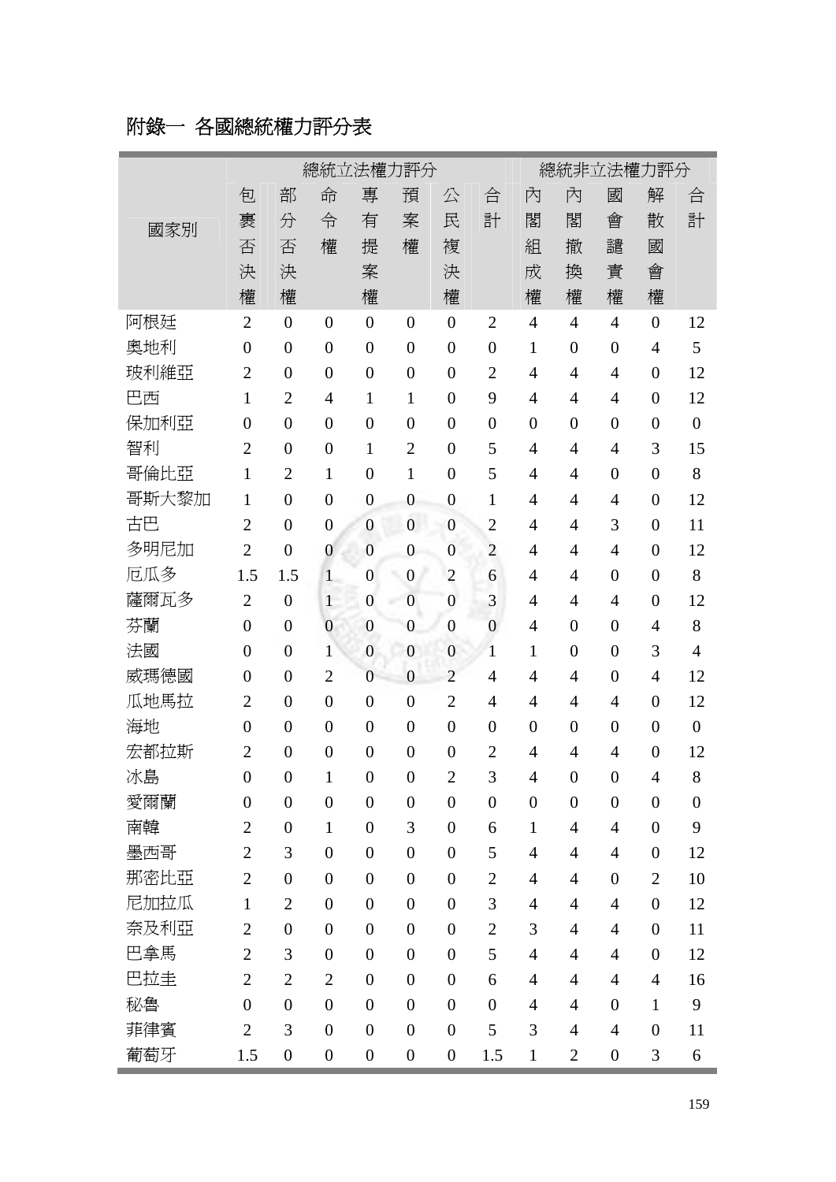# 附錄一 各國總統權力評分表

| 國家別 | 總統立法權力評分 | | | | | | | 總統非立法權力評分 | | | | |
|---|---|---|---|---|---|---|---|---|---|---|---|---|
| | 包裹否決權 | 部分否決權 | 命令權 | 專有提案權 | 預案權 | 公民複決權 | 合計 | 內閣組成權 | 內閣撤換權 | 國會譴責權 | 解散國會權 | 合計 |
| 阿根廷 | 2 | 0 | 0 | 0 | 0 | 0 | 2 | 4 | 4 | 4 | 0 | 12 |
| 奧地利 | 0 | 0 | 0 | 0 | 0 | 0 | 0 | 1 | 0 | 0 | 4 | 5 |
| 玻利維亞 | 2 | 0 | 0 | 0 | 0 | 0 | 2 | 4 | 4 | 4 | 0 | 12 |
| 巴西 | 1 | 2 | 4 | 1 | 1 | 0 | 9 | 4 | 4 | 4 | 0 | 12 |
| 保加利亞 | 0 | 0 | 0 | 0 | 0 | 0 | 0 | 0 | 0 | 0 | 0 | 0 |
| 智利 | 2 | 0 | 0 | 1 | 2 | 0 | 5 | 4 | 4 | 4 | 3 | 15 |
| 哥倫比亞 | 1 | 2 | 1 | 0 | 1 | 0 | 5 | 4 | 4 | 0 | 0 | 8 |
| 哥斯大黎加 | 1 | 0 | 0 | 0 | 0 | 0 | 1 | 4 | 4 | 4 | 0 | 12 |
| 古巴 | 2 | 0 | 0 | 0 | 0 | 0 | 2 | 4 | 4 | 3 | 0 | 11 |
| 多明尼加 | 2 | 0 | 0 | 0 | 0 | 0 | 2 | 4 | 4 | 4 | 0 | 12 |
| 厄瓜多 | 1.5 | 1.5 | 1 | 0 | 0 | 2 | 6 | 4 | 4 | 0 | 0 | 8 |
| 薩爾瓦多 | 2 | 0 | 1 | 0 | 0 | 0 | 3 | 4 | 4 | 4 | 0 | 12 |
| 芬蘭 | 0 | 0 | 0 | 0 | 0 | 0 | 0 | 4 | 0 | 0 | 4 | 8 |
| 法國 | 0 | 0 | 1 | 0 | 0 | 0 | 1 | 1 | 0 | 0 | 3 | 4 |
| 威瑪德國 | 0 | 0 | 2 | 0 | 0 | 2 | 4 | 4 | 4 | 0 | 4 | 12 |
| 瓜地馬拉 | 2 | 0 | 0 | 0 | 0 | 2 | 4 | 4 | 4 | 4 | 0 | 12 |
| 海地 | 0 | 0 | 0 | 0 | 0 | 0 | 0 | 0 | 0 | 0 | 0 | 0 |
| 宏都拉斯 | 2 | 0 | 0 | 0 | 0 | 0 | 2 | 4 | 4 | 4 | 0 | 12 |
| 冰島 | 0 | 0 | 1 | 0 | 0 | 2 | 3 | 4 | 0 | 0 | 4 | 8 |
| 愛爾蘭 | 0 | 0 | 0 | 0 | 0 | 0 | 0 | 0 | 0 | 0 | 0 | 0 |
| 南韓 | 2 | 0 | 1 | 0 | 3 | 0 | 6 | 1 | 4 | 4 | 0 | 9 |
| 墨西哥 | 2 | 3 | 0 | 0 | 0 | 0 | 5 | 4 | 4 | 4 | 0 | 12 |
| 那密比亞 | 2 | 0 | 0 | 0 | 0 | 0 | 2 | 4 | 4 | 0 | 2 | 10 |
| 尼加拉瓜 | 1 | 2 | 0 | 0 | 0 | 0 | 3 | 4 | 4 | 4 | 0 | 12 |
| 奈及利亞 | 2 | 0 | 0 | 0 | 0 | 0 | 2 | 3 | 4 | 4 | 0 | 11 |
| 巴拿馬 | 2 | 3 | 0 | 0 | 0 | 0 | 5 | 4 | 4 | 4 | 0 | 12 |
| 巴拉圭 | 2 | 2 | 2 | 0 | 0 | 0 | 6 | 4 | 4 | 4 | 4 | 16 |
| 秘魯 | 0 | 0 | 0 | 0 | 0 | 0 | 0 | 4 | 4 | 0 | 1 | 9 |
| 菲律賓 | 2 | 3 | 0 | 0 | 0 | 0 | 5 | 3 | 4 | 4 | 0 | 11 |
| 葡萄牙 | 1.5 | 0 | 0 | 0 | 0 | 0 | 1.5 | 1 | 2 | 0 | 3 | 6 |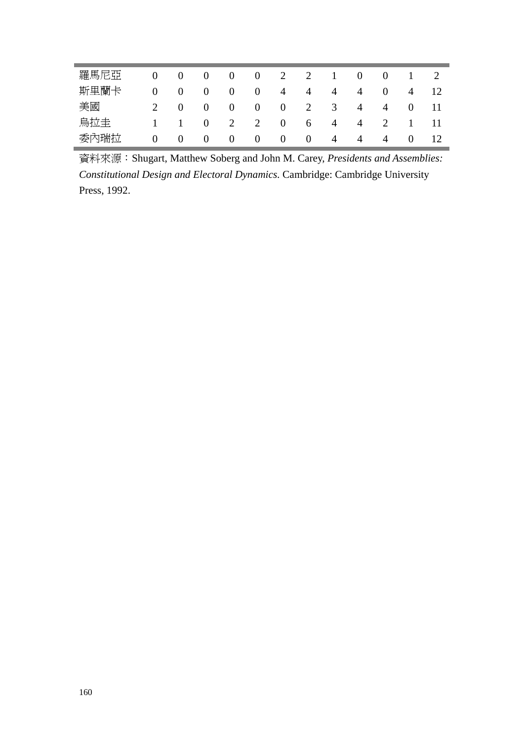| | | | | | | | | | | | | |
|---|---|---|---|---|---|---|---|---|---|---|---|---|
| 羅馬尼亞 | 0 | 0 | 0 | 0 | 0 | 2 | 2 | 1 | 0 | 0 | 1 | 2 |
| 斯里蘭卡 | 0 | 0 | 0 | 0 | 0 | 4 | 4 | 4 | 4 | 0 | 4 | 12 |
| 美國 | 2 | 0 | 0 | 0 | 0 | 0 | 2 | 3 | 4 | 4 | 0 | 11 |
| 烏拉圭 | 1 | 1 | 0 | 2 | 2 | 0 | 6 | 4 | 4 | 2 | 1 | 11 |
| 委內瑞拉 | 0 | 0 | 0 | 0 | 0 | 0 | 0 | 4 | 4 | 4 | 0 | 12 |

資料來源：Shugart, Matthew Soberg and John M. Carey, *Presidents and Assemblies: Constitutional Design and Electoral Dynamics.* Cambridge: Cambridge University Press, 1992.